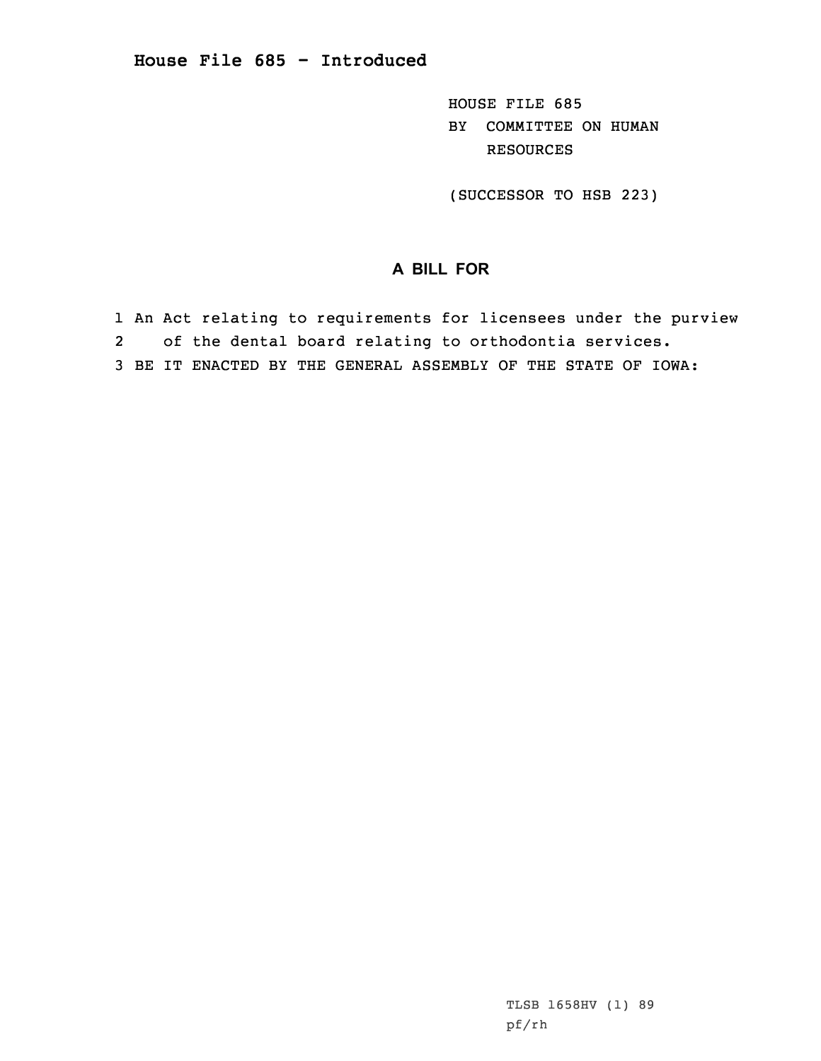# House File 685 - Introduced

HOUSE FILE 685
BY COMMITTEE ON HUMAN RESOURCES

(SUCCESSOR TO HSB 223)

## A BILL FOR

1 An Act relating to requirements for licensees under the purview
2 of the dental board relating to orthodontia services.
3 BE IT ENACTED BY THE GENERAL ASSEMBLY OF THE STATE OF IOWA:

TLSB 1658HV (1) 89
pf/rh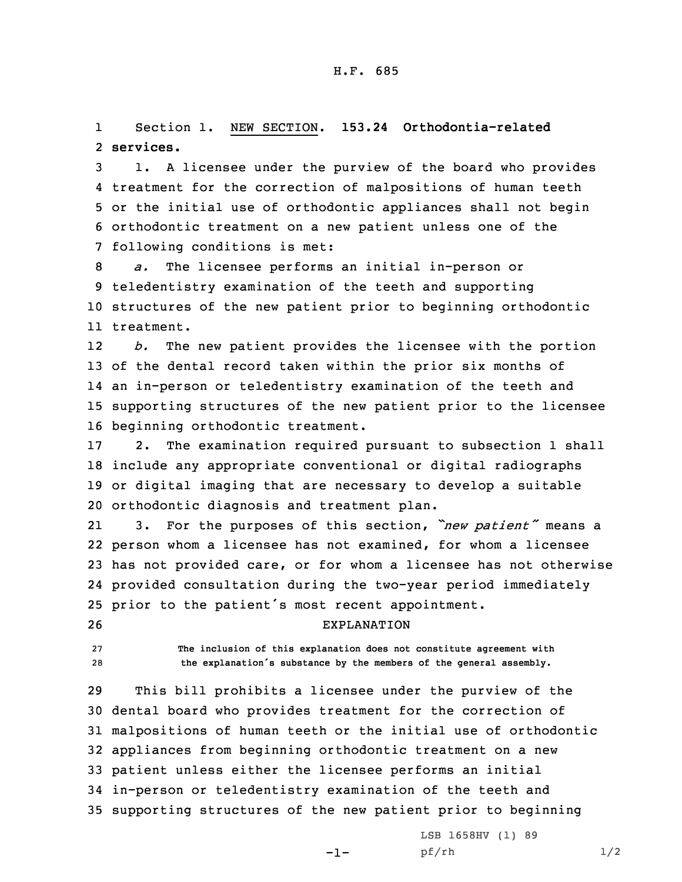H.F. 685

Section 1. NEW SECTION. **153.24 Orthodontia-related services.**

1. A licensee under the purview of the board who provides treatment for the correction of malpositions of human teeth or the initial use of orthodontic appliances shall not begin orthodontic treatment on a new patient unless one of the following conditions is met:

*a.* The licensee performs an initial in-person or teledentistry examination of the teeth and supporting structures of the new patient prior to beginning orthodontic treatment.

*b.* The new patient provides the licensee with the portion of the dental record taken within the prior six months of an in-person or teledentistry examination of the teeth and supporting structures of the new patient prior to the licensee beginning orthodontic treatment.

2. The examination required pursuant to subsection 1 shall include any appropriate conventional or digital radiographs or digital imaging that are necessary to develop a suitable orthodontic diagnosis and treatment plan.

3. For the purposes of this section, *"new patient"* means a person whom a licensee has not examined, for whom a licensee has not provided care, or for whom a licensee has not otherwise provided consultation during the two-year period immediately prior to the patient's most recent appointment.

EXPLANATION

The inclusion of this explanation does not constitute agreement with the explanation's substance by the members of the general assembly.

This bill prohibits a licensee under the purview of the dental board who provides treatment for the correction of malpositions of human teeth or the initial use of orthodontic appliances from beginning orthodontic treatment on a new patient unless either the licensee performs an initial in-person or teledentistry examination of the teeth and supporting structures of the new patient prior to beginning

LSB 1658HV (1) 89
pf/rh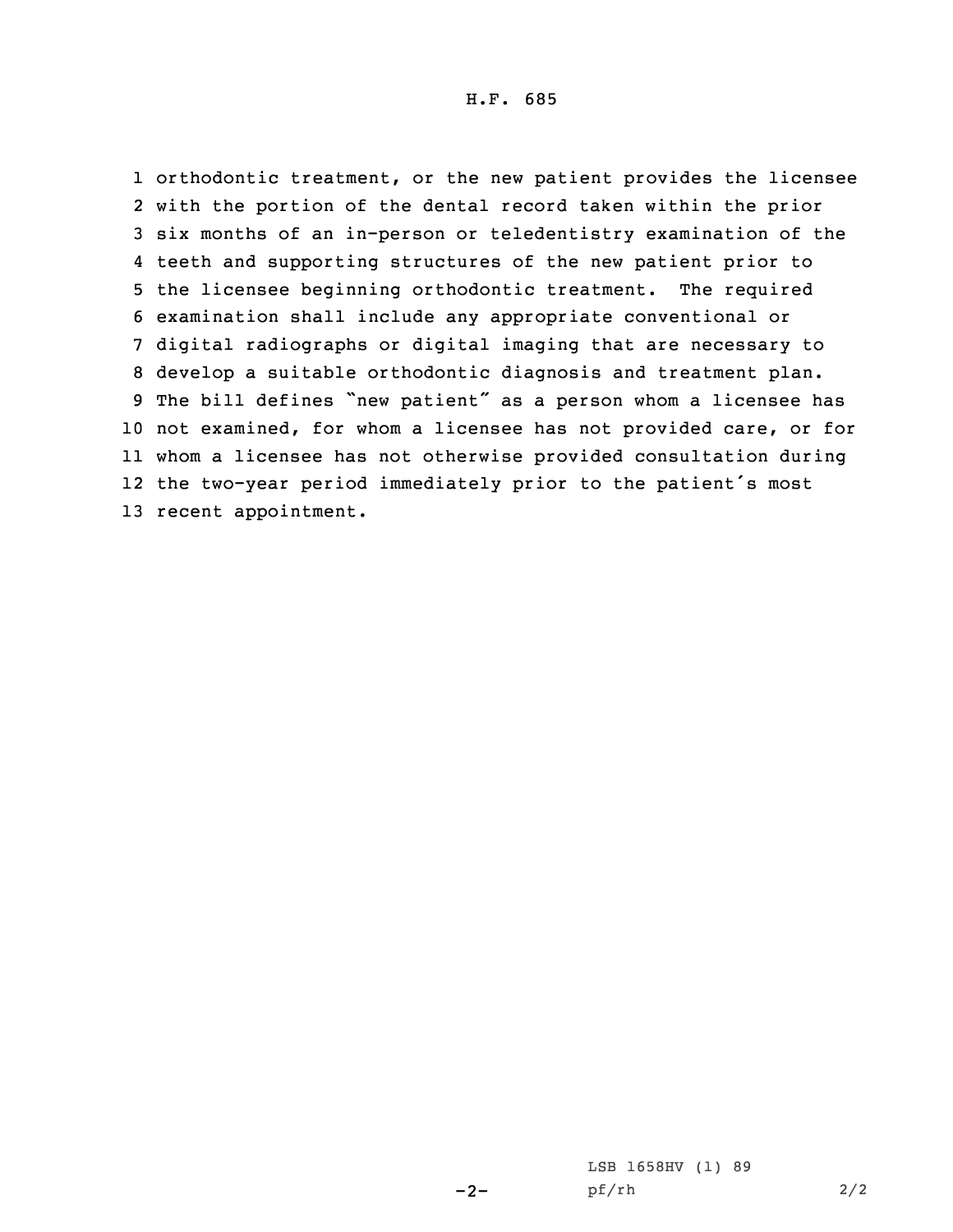orthodontic treatment, or the new patient provides the licensee with the portion of the dental record taken within the prior six months of an in-person or teledentistry examination of the teeth and supporting structures of the new patient prior to the licensee beginning orthodontic treatment. The required examination shall include any appropriate conventional or digital radiographs or digital imaging that are necessary to develop a suitable orthodontic diagnosis and treatment plan. The bill defines "new patient" as a person whom a licensee has not examined, for whom a licensee has not provided care, or for whom a licensee has not otherwise provided consultation during the two-year period immediately prior to the patient's most recent appointment.

LSB 1658HV (1) 89
pf/rh